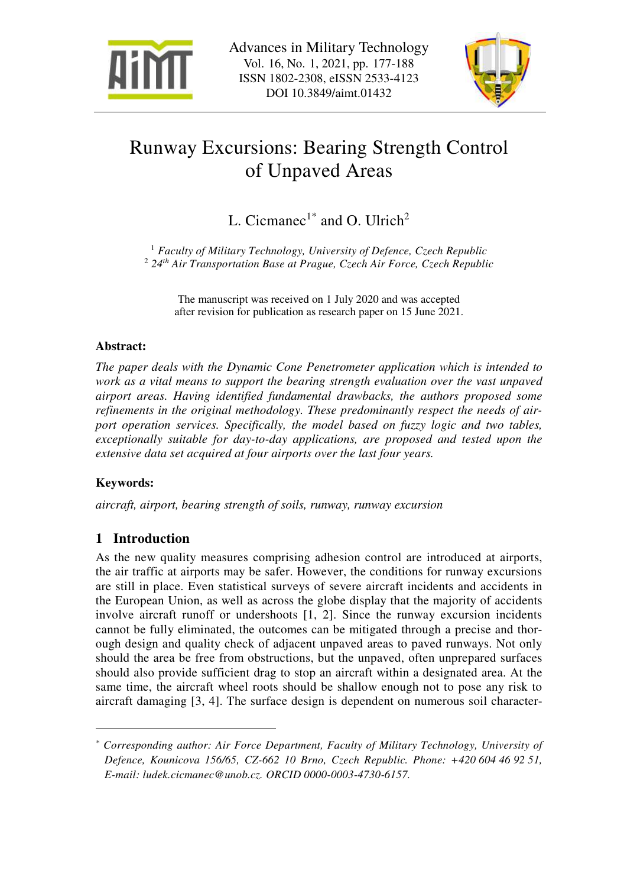# Runway Excursions: Bearing Strength Control of Unpaved Areas

L. Cicmanec[1*] and O. Ulrich[2]

[1] *Faculty of Military Technology, University of Defence, Czech Republic*
[2] *24th Air Transportation Base at Prague, Czech Air Force, Czech Republic*

The manuscript was received on 1 July 2020 and was accepted after revision for publication as research paper on 15 June 2021.

**Abstract:**

*The paper deals with the Dynamic Cone Penetrometer application which is intended to work as a vital means to support the bearing strength evaluation over the vast unpaved airport areas. Having identified fundamental drawbacks, the authors proposed some refinements in the original methodology. These predominantly respect the needs of airport operation services. Specifically, the model based on fuzzy logic and two tables, exceptionally suitable for day-to-day applications, are proposed and tested upon the extensive data set acquired at four airports over the last four years.*

**Keywords:**

*aircraft, airport, bearing strength of soils, runway, runway excursion*

## 1 Introduction

As the new quality measures comprising adhesion control are introduced at airports, the air traffic at airports may be safer. However, the conditions for runway excursions are still in place. Even statistical surveys of severe aircraft incidents and accidents in the European Union, as well as across the globe display that the majority of accidents involve aircraft runoff or undershoots [1, 2]. Since the runway excursion incidents cannot be fully eliminated, the outcomes can be mitigated through a precise and thorough design and quality check of adjacent unpaved areas to paved runways. Not only should the area be free from obstructions, but the unpaved, often unprepared surfaces should also provide sufficient drag to stop an aircraft within a designated area. At the same time, the aircraft wheel roots should be shallow enough not to pose any risk to aircraft damaging [3, 4]. The surface design is dependent on numerous soil character-

---

[*] *Corresponding author: Air Force Department, Faculty of Military Technology, University of Defence, Kounicova 156/65, CZ-662 10 Brno, Czech Republic. Phone: +420 604 46 92 51, E-mail: ludek.cicmanec@unob.cz. ORCID 0000-0003-4730-6157.*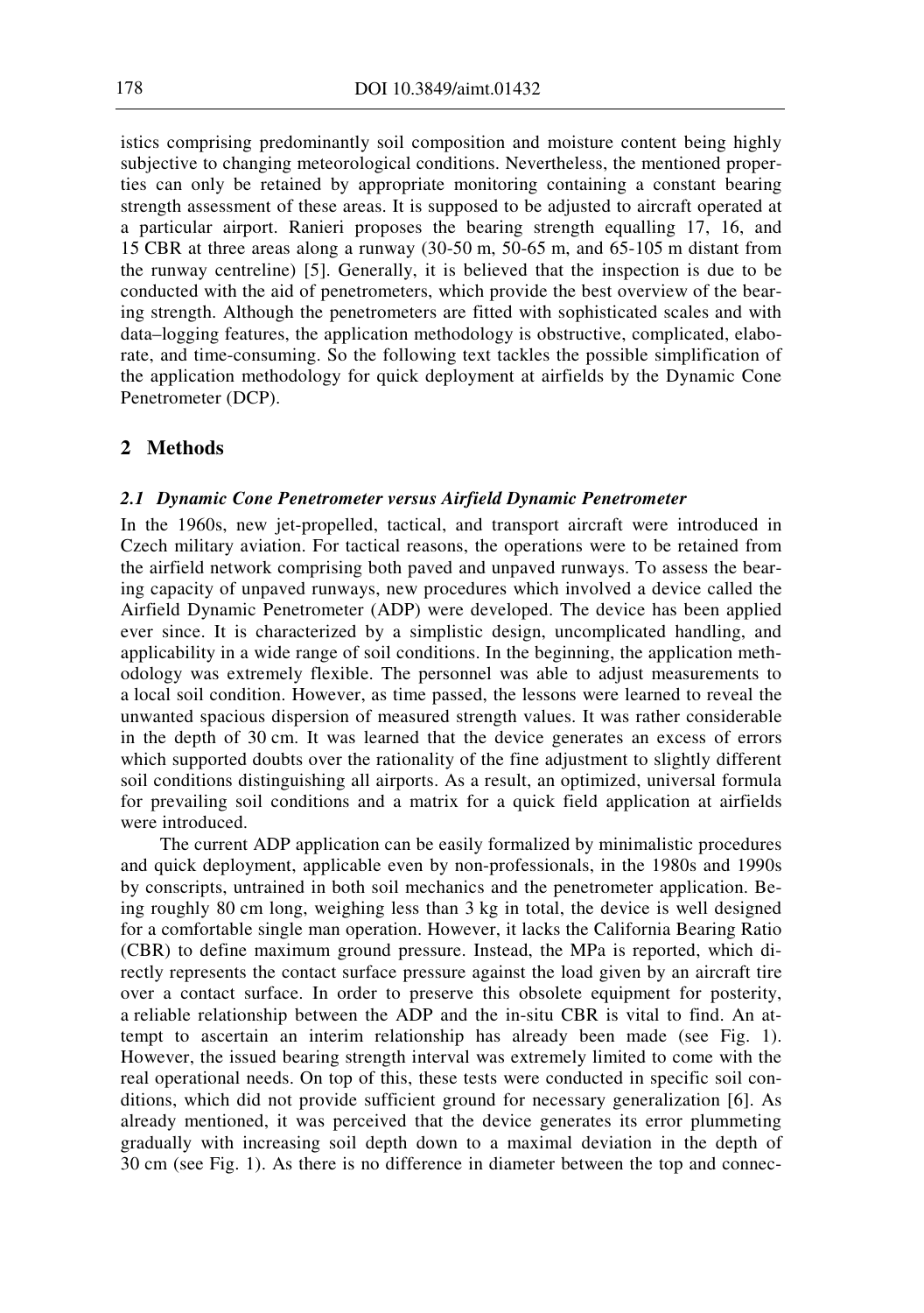istics comprising predominantly soil composition and moisture content being highly subjective to changing meteorological conditions. Nevertheless, the mentioned properties can only be retained by appropriate monitoring containing a constant bearing strength assessment of these areas. It is supposed to be adjusted to aircraft operated at a particular airport. Ranieri proposes the bearing strength equalling 17, 16, and 15 CBR at three areas along a runway (30-50 m, 50-65 m, and 65-105 m distant from the runway centreline) [5]. Generally, it is believed that the inspection is due to be conducted with the aid of penetrometers, which provide the best overview of the bearing strength. Although the penetrometers are fitted with sophisticated scales and with data–logging features, the application methodology is obstructive, complicated, elaborate, and time-consuming. So the following text tackles the possible simplification of the application methodology for quick deployment at airfields by the Dynamic Cone Penetrometer (DCP).

## 2 Methods

### *2.1 Dynamic Cone Penetrometer versus Airfield Dynamic Penetrometer*

In the 1960s, new jet-propelled, tactical, and transport aircraft were introduced in Czech military aviation. For tactical reasons, the operations were to be retained from the airfield network comprising both paved and unpaved runways. To assess the bearing capacity of unpaved runways, new procedures which involved a device called the Airfield Dynamic Penetrometer (ADP) were developed. The device has been applied ever since. It is characterized by a simplistic design, uncomplicated handling, and applicability in a wide range of soil conditions. In the beginning, the application methodology was extremely flexible. The personnel was able to adjust measurements to a local soil condition. However, as time passed, the lessons were learned to reveal the unwanted spacious dispersion of measured strength values. It was rather considerable in the depth of 30 cm. It was learned that the device generates an excess of errors which supported doubts over the rationality of the fine adjustment to slightly different soil conditions distinguishing all airports. As a result, an optimized, universal formula for prevailing soil conditions and a matrix for a quick field application at airfields were introduced.

The current ADP application can be easily formalized by minimalistic procedures and quick deployment, applicable even by non-professionals, in the 1980s and 1990s by conscripts, untrained in both soil mechanics and the penetrometer application. Being roughly 80 cm long, weighing less than 3 kg in total, the device is well designed for a comfortable single man operation. However, it lacks the California Bearing Ratio (CBR) to define maximum ground pressure. Instead, the MPa is reported, which directly represents the contact surface pressure against the load given by an aircraft tire over a contact surface. In order to preserve this obsolete equipment for posterity, a reliable relationship between the ADP and the in-situ CBR is vital to find. An attempt to ascertain an interim relationship has already been made (see Fig. 1). However, the issued bearing strength interval was extremely limited to come with the real operational needs. On top of this, these tests were conducted in specific soil conditions, which did not provide sufficient ground for necessary generalization [6]. As already mentioned, it was perceived that the device generates its error plummeting gradually with increasing soil depth down to a maximal deviation in the depth of 30 cm (see Fig. 1). As there is no difference in diameter between the top and connec-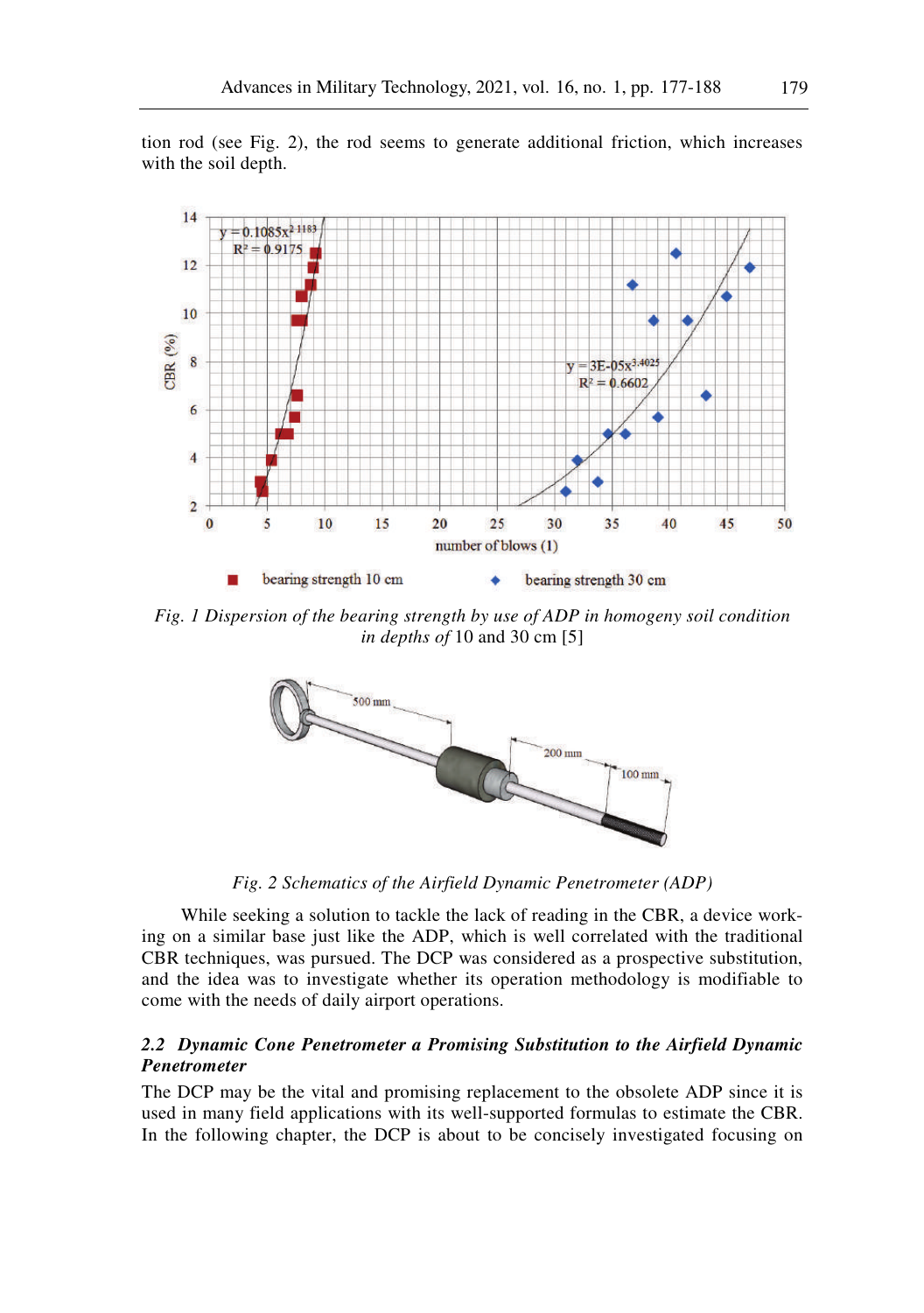tion rod (see Fig. 2), the rod seems to generate additional friction, which increases with the soil depth.

$y = 0.1085x^{2.1183}$
$R^2 = 0.9175$

$y = 3E\text{-}05x^{3.4025}$
$R^2 = 0.6602$

CBR (%)

14
12
10
8
6
4
2

0 5 10 15 20 25 30 35 40 45 50

number of blows (1)

bearing strength 10 cm

bearing strength 30 cm

*Fig. 1 Dispersion of the bearing strength by use of ADP in homogeny soil condition in depths of* 10 and 30 cm [5]

500 mm

200 mm

100 mm

*Fig. 2 Schematics of the Airfield Dynamic Penetrometer (ADP)*

While seeking a solution to tackle the lack of reading in the CBR, a device working on a similar base just like the ADP, which is well correlated with the traditional CBR techniques, was pursued. The DCP was considered as a prospective substitution, and the idea was to investigate whether its operation methodology is modifiable to come with the needs of daily airport operations.

### *2.2 Dynamic Cone Penetrometer a Promising Substitution to the Airfield Dynamic Penetrometer*

The DCP may be the vital and promising replacement to the obsolete ADP since it is used in many field applications with its well-supported formulas to estimate the CBR. In the following chapter, the DCP is about to be concisely investigated focusing on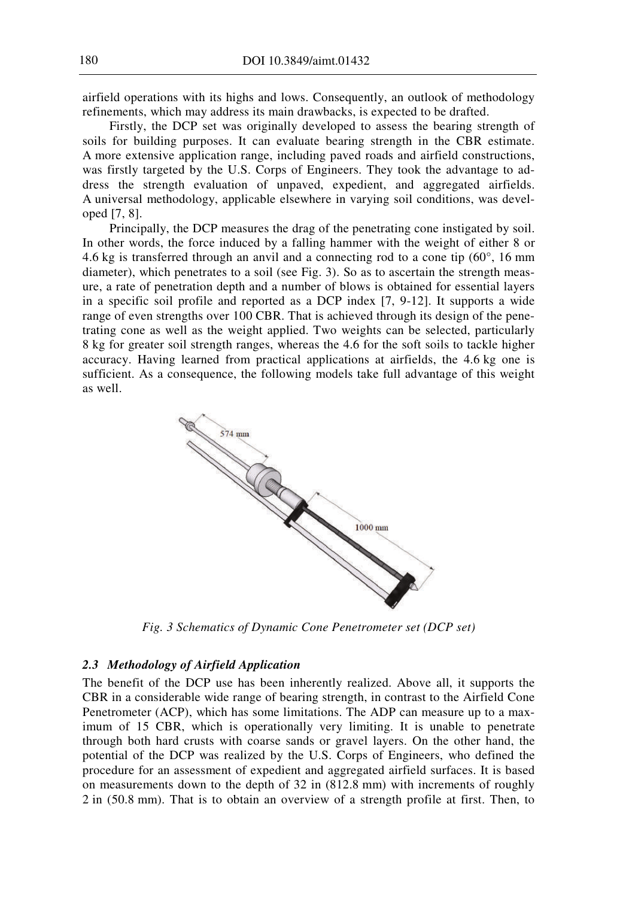airfield operations with its highs and lows. Consequently, an outlook of methodology refinements, which may address its main drawbacks, is expected to be drafted.

Firstly, the DCP set was originally developed to assess the bearing strength of soils for building purposes. It can evaluate bearing strength in the CBR estimate. A more extensive application range, including paved roads and airfield constructions, was firstly targeted by the U.S. Corps of Engineers. They took the advantage to address the strength evaluation of unpaved, expedient, and aggregated airfields. A universal methodology, applicable elsewhere in varying soil conditions, was developed [7, 8].

Principally, the DCP measures the drag of the penetrating cone instigated by soil. In other words, the force induced by a falling hammer with the weight of either 8 or 4.6 kg is transferred through an anvil and a connecting rod to a cone tip (60°, 16 mm diameter), which penetrates to a soil (see Fig. 3). So as to ascertain the strength measure, a rate of penetration depth and a number of blows is obtained for essential layers in a specific soil profile and reported as a DCP index [7, 9-12]. It supports a wide range of even strengths over 100 CBR. That is achieved through its design of the penetrating cone as well as the weight applied. Two weights can be selected, particularly 8 kg for greater soil strength ranges, whereas the 4.6 for the soft soils to tackle higher accuracy. Having learned from practical applications at airfields, the 4.6 kg one is sufficient. As a consequence, the following models take full advantage of this weight as well.

574 mm

1000 mm

*Fig. 3 Schematics of Dynamic Cone Penetrometer set (DCP set)*

### *2.3 Methodology of Airfield Application*

The benefit of the DCP use has been inherently realized. Above all, it supports the CBR in a considerable wide range of bearing strength, in contrast to the Airfield Cone Penetrometer (ACP), which has some limitations. The ADP can measure up to a maximum of 15 CBR, which is operationally very limiting. It is unable to penetrate through both hard crusts with coarse sands or gravel layers. On the other hand, the potential of the DCP was realized by the U.S. Corps of Engineers, who defined the procedure for an assessment of expedient and aggregated airfield surfaces. It is based on measurements down to the depth of 32 in (812.8 mm) with increments of roughly 2 in (50.8 mm). That is to obtain an overview of a strength profile at first. Then, to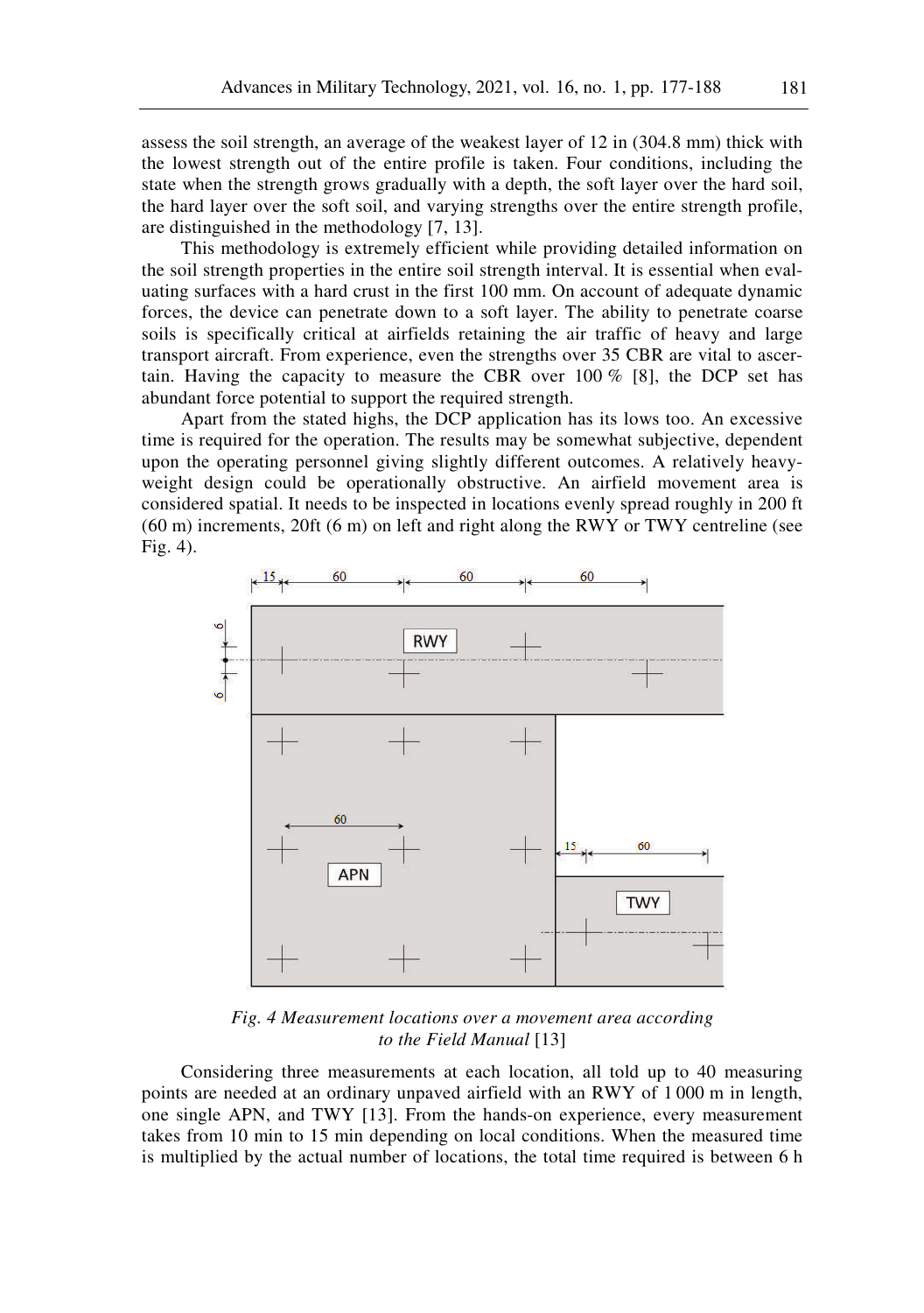assess the soil strength, an average of the weakest layer of 12 in (304.8 mm) thick with the lowest strength out of the entire profile is taken. Four conditions, including the state when the strength grows gradually with a depth, the soft layer over the hard soil, the hard layer over the soft soil, and varying strengths over the entire strength profile, are distinguished in the methodology [7, 13].

This methodology is extremely efficient while providing detailed information on the soil strength properties in the entire soil strength interval. It is essential when evaluating surfaces with a hard crust in the first 100 mm. On account of adequate dynamic forces, the device can penetrate down to a soft layer. The ability to penetrate coarse soils is specifically critical at airfields retaining the air traffic of heavy and large transport aircraft. From experience, even the strengths over 35 CBR are vital to ascertain. Having the capacity to measure the CBR over 100 % [8], the DCP set has abundant force potential to support the required strength.

Apart from the stated highs, the DCP application has its lows too. An excessive time is required for the operation. The results may be somewhat subjective, dependent upon the operating personnel giving slightly different outcomes. A relatively heavy-weight design could be operationally obstructive. An airfield movement area is considered spatial. It needs to be inspected in locations evenly spread roughly in 200 ft (60 m) increments, 20ft (6 m) on left and right along the RWY or TWY centreline (see Fig. 4).

15
60
60
60
6
6
RWY
60
APN
15
60
TWY

*Fig. 4 Measurement locations over a movement area according to the Field Manual* [13]

Considering three measurements at each location, all told up to 40 measuring points are needed at an ordinary unpaved airfield with an RWY of 1 000 m in length, one single APN, and TWY [13]. From the hands-on experience, every measurement takes from 10 min to 15 min depending on local conditions. When the measured time is multiplied by the actual number of locations, the total time required is between 6 h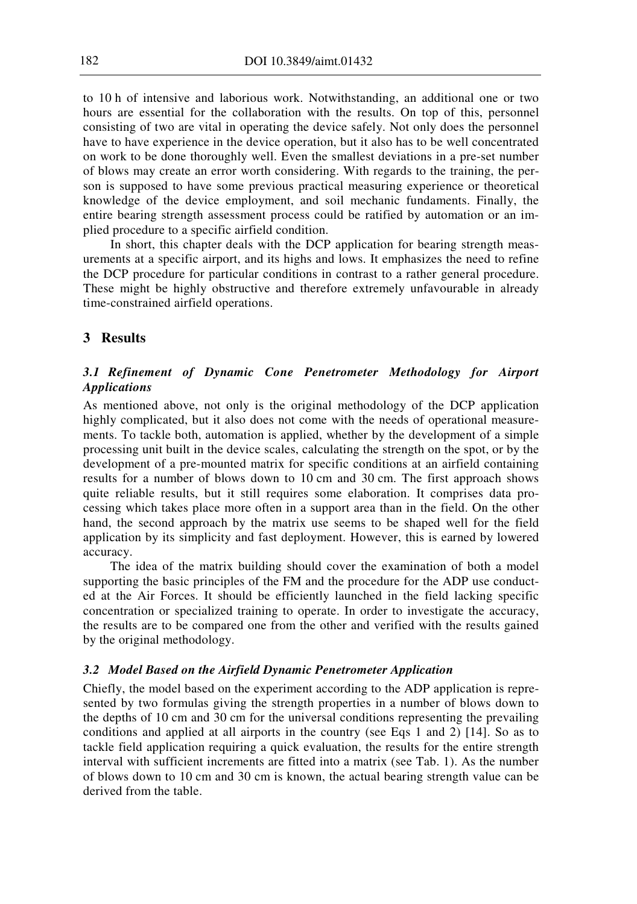to 10 h of intensive and laborious work. Notwithstanding, an additional one or two hours are essential for the collaboration with the results. On top of this, personnel consisting of two are vital in operating the device safely. Not only does the personnel have to have experience in the device operation, but it also has to be well concentrated on work to be done thoroughly well. Even the smallest deviations in a pre-set number of blows may create an error worth considering. With regards to the training, the person is supposed to have some previous practical measuring experience or theoretical knowledge of the device employment, and soil mechanic fundaments. Finally, the entire bearing strength assessment process could be ratified by automation or an implied procedure to a specific airfield condition.

In short, this chapter deals with the DCP application for bearing strength measurements at a specific airport, and its highs and lows. It emphasizes the need to refine the DCP procedure for particular conditions in contrast to a rather general procedure. These might be highly obstructive and therefore extremely unfavourable in already time-constrained airfield operations.

## 3 Results

### *3.1 Refinement of Dynamic Cone Penetrometer Methodology for Airport Applications*

As mentioned above, not only is the original methodology of the DCP application highly complicated, but it also does not come with the needs of operational measurements. To tackle both, automation is applied, whether by the development of a simple processing unit built in the device scales, calculating the strength on the spot, or by the development of a pre-mounted matrix for specific conditions at an airfield containing results for a number of blows down to 10 cm and 30 cm. The first approach shows quite reliable results, but it still requires some elaboration. It comprises data processing which takes place more often in a support area than in the field. On the other hand, the second approach by the matrix use seems to be shaped well for the field application by its simplicity and fast deployment. However, this is earned by lowered accuracy.

The idea of the matrix building should cover the examination of both a model supporting the basic principles of the FM and the procedure for the ADP use conducted at the Air Forces. It should be efficiently launched in the field lacking specific concentration or specialized training to operate. In order to investigate the accuracy, the results are to be compared one from the other and verified with the results gained by the original methodology.

### *3.2 Model Based on the Airfield Dynamic Penetrometer Application*

Chiefly, the model based on the experiment according to the ADP application is represented by two formulas giving the strength properties in a number of blows down to the depths of 10 cm and 30 cm for the universal conditions representing the prevailing conditions and applied at all airports in the country (see Eqs 1 and 2) [14]. So as to tackle field application requiring a quick evaluation, the results for the entire strength interval with sufficient increments are fitted into a matrix (see Tab. 1). As the number of blows down to 10 cm and 30 cm is known, the actual bearing strength value can be derived from the table.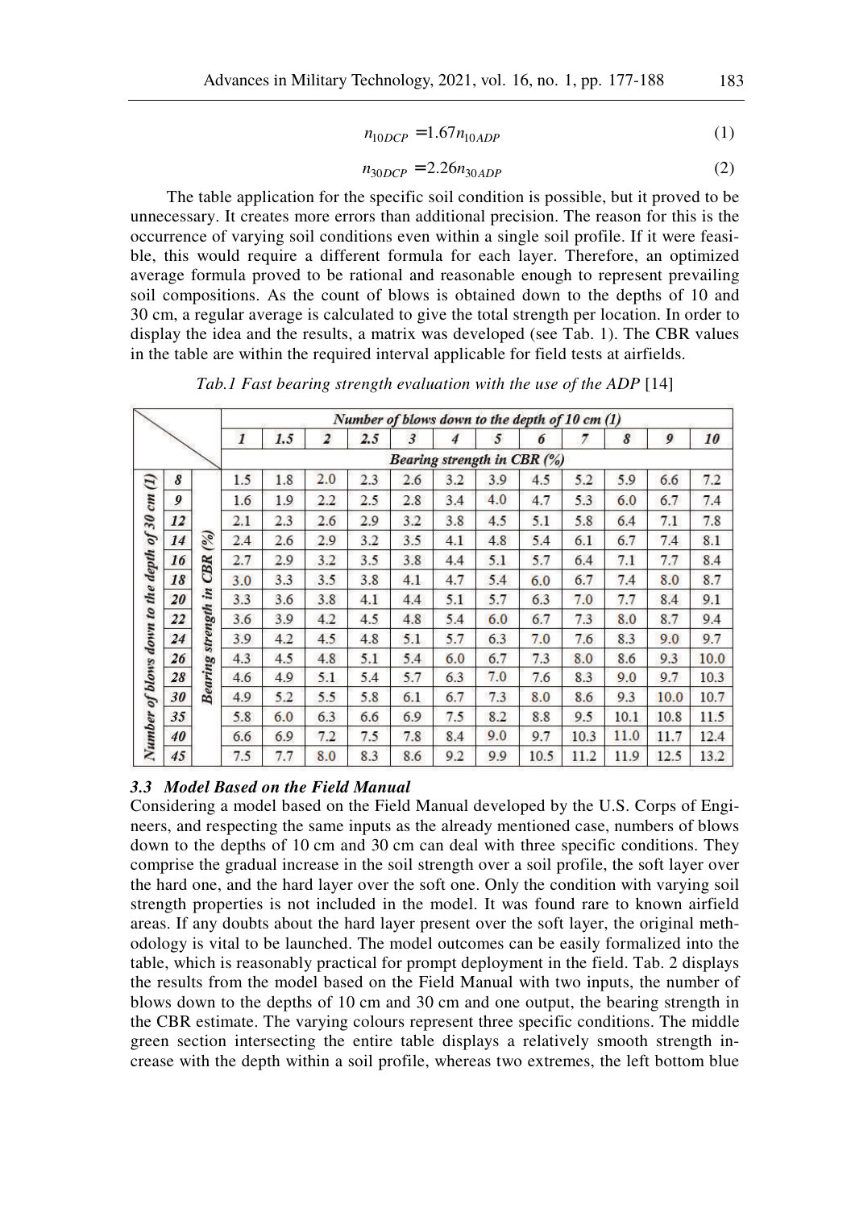$$n_{10DCP} = 1.67 n_{10ADP} \tag{1}$$

$$n_{30DCP} = 2.26 n_{30ADP} \tag{2}$$

The table application for the specific soil condition is possible, but it proved to be unnecessary. It creates more errors than additional precision. The reason for this is the occurrence of varying soil conditions even within a single soil profile. If it were feasible, this would require a different formula for each layer. Therefore, an optimized average formula proved to be rational and reasonable enough to represent prevailing soil compositions. As the count of blows is obtained down to the depths of 10 and 30 cm, a regular average is calculated to give the total strength per location. In order to display the idea and the results, a matrix was developed (see Tab. 1). The CBR values in the table are within the required interval applicable for field tests at airfields.

*Tab.1 Fast bearing strength evaluation with the use of the ADP* [14]

| | | Number of blows down to the depth of 10 cm (1) | | | | | | | | | | | |
|---|---|---|---|---|---|---|---|---|---|---|---|---|---|
| | | **1** | **1.5** | **2** | **2.5** | **3** | **4** | **5** | **6** | **7** | **8** | **9** | **10** |
| **Number of blows down to the depth of 30 cm (1)** | | Bearing strength in CBR (%) | | | | | | | | | | | |
| | **8** | 1.5 | 1.8 | 2.0 | 2.3 | 2.6 | 3.2 | 3.9 | 4.5 | 5.2 | 5.9 | 6.6 | 7.2 |
| | **9** | 1.6 | 1.9 | 2.2 | 2.5 | 2.8 | 3.4 | 4.0 | 4.7 | 5.3 | 6.0 | 6.7 | 7.4 |
| | **12** | 2.1 | 2.3 | 2.6 | 2.9 | 3.2 | 3.8 | 4.5 | 5.1 | 5.8 | 6.4 | 7.1 | 7.8 |
| | **14** | 2.4 | 2.6 | 2.9 | 3.2 | 3.5 | 4.1 | 4.8 | 5.4 | 6.1 | 6.7 | 7.4 | 8.1 |
| | **16** | 2.7 | 2.9 | 3.2 | 3.5 | 3.8 | 4.4 | 5.1 | 5.7 | 6.4 | 7.1 | 7.7 | 8.4 |
| | **18** | 3.0 | 3.3 | 3.5 | 3.8 | 4.1 | 4.7 | 5.4 | 6.0 | 6.7 | 7.4 | 8.0 | 8.7 |
| | **20** | 3.3 | 3.6 | 3.8 | 4.1 | 4.4 | 5.1 | 5.7 | 6.3 | 7.0 | 7.7 | 8.4 | 9.1 |
| | **22** | 3.6 | 3.9 | 4.2 | 4.5 | 4.8 | 5.4 | 6.0 | 6.7 | 7.3 | 8.0 | 8.7 | 9.4 |
| | **24** | 3.9 | 4.2 | 4.5 | 4.8 | 5.1 | 5.7 | 6.3 | 7.0 | 7.6 | 8.3 | 9.0 | 9.7 |
| | **26** | 4.3 | 4.5 | 4.8 | 5.1 | 5.4 | 6.0 | 6.7 | 7.3 | 8.0 | 8.6 | 9.3 | 10.0 |
| | **28** | 4.6 | 4.9 | 5.1 | 5.4 | 5.7 | 6.3 | 7.0 | 7.6 | 8.3 | 9.0 | 9.7 | 10.3 |
| | **30** | 4.9 | 5.2 | 5.5 | 5.8 | 6.1 | 6.7 | 7.3 | 8.0 | 8.6 | 9.3 | 10.0 | 10.7 |
| | **35** | 5.8 | 6.0 | 6.3 | 6.6 | 6.9 | 7.5 | 8.2 | 8.8 | 9.5 | 10.1 | 10.8 | 11.5 |
| | **40** | 6.6 | 6.9 | 7.2 | 7.5 | 7.8 | 8.4 | 9.0 | 9.7 | 10.3 | 11.0 | 11.7 | 12.4 |
| | **45** | 7.5 | 7.7 | 8.0 | 8.3 | 8.6 | 9.2 | 9.9 | 10.5 | 11.2 | 11.9 | 12.5 | 13.2 |

### *3.3 Model Based on the Field Manual*

Considering a model based on the Field Manual developed by the U.S. Corps of Engineers, and respecting the same inputs as the already mentioned case, numbers of blows down to the depths of 10 cm and 30 cm can deal with three specific conditions. They comprise the gradual increase in the soil strength over a soil profile, the soft layer over the hard one, and the hard layer over the soft one. Only the condition with varying soil strength properties is not included in the model. It was found rare to known airfield areas. If any doubts about the hard layer present over the soft layer, the original methodology is vital to be launched. The model outcomes can be easily formalized into the table, which is reasonably practical for prompt deployment in the field. Tab. 2 displays the results from the model based on the Field Manual with two inputs, the number of blows down to the depths of 10 cm and 30 cm and one output, the bearing strength in the CBR estimate. The varying colours represent three specific conditions. The middle green section intersecting the entire table displays a relatively smooth strength increase with the depth within a soil profile, whereas two extremes, the left bottom blue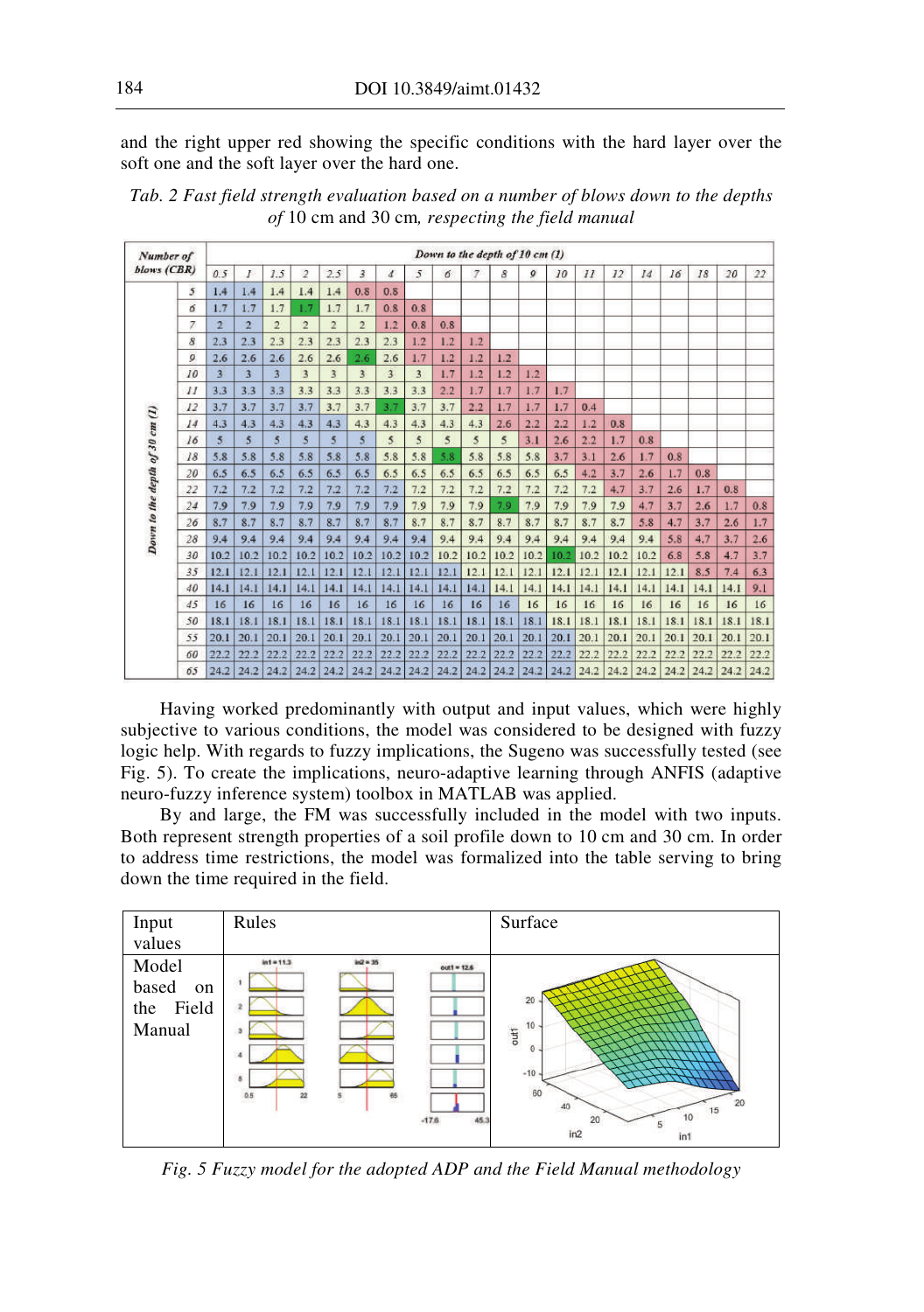and the right upper red showing the specific conditions with the hard layer over the soft one and the soft layer over the hard one.

*Tab. 2 Fast field strength evaluation based on a number of blows down to the depths of* 10 cm and 30 cm*, respecting the field manual*

| *Number of blows (CBR)* | | *Down to the depth of 10 cm (1)* | | | | | | | | | | | | | | | | | | | |
|---|---|---|---|---|---|---|---|---|---|---|---|---|---|---|---|---|---|---|---|---|---|
| | | *0.5* | *1* | *1.5* | *2* | *2.5* | *3* | *4* | *5* | *6* | *7* | *8* | *9* | *10* | *11* | *12* | *14* | *16* | *18* | *20* | *22* |
| *Down to the depth of 30 cm (1)* | *5* | 1.4 | 1.4 | 1.4 | 1.4 | 1.4 | 0.8 | 0.8 | | | | | | | | | | | | | |
| | *6* | 1.7 | 1.7 | 1.7 | 1.7 | 1.7 | 1.7 | 0.8 | 0.8 | | | | | | | | | | | | |
| | *7* | 2 | 2 | 2 | 2 | 2 | 2 | 1.2 | 0.8 | 0.8 | | | | | | | | | | | |
| | *8* | 2.3 | 2.3 | 2.3 | 2.3 | 2.3 | 2.3 | 2.3 | 1.2 | 1.2 | 1.2 | | | | | | | | | | |
| | *9* | 2.6 | 2.6 | 2.6 | 2.6 | 2.6 | 2.6 | 2.6 | 1.7 | 1.2 | 1.2 | 1.2 | | | | | | | | | |
| | *10* | 3 | 3 | 3 | 3 | 3 | 3 | 3 | 3 | 1.7 | 1.2 | 1.2 | 1.2 | | | | | | | | |
| | *11* | 3.3 | 3.3 | 3.3 | 3.3 | 3.3 | 3.3 | 3.3 | 3.3 | 2.2 | 1.7 | 1.7 | 1.7 | 1.7 | | | | | | | |
| | *12* | 3.7 | 3.7 | 3.7 | 3.7 | 3.7 | 3.7 | 3.7 | 3.7 | 3.7 | 2.2 | 1.7 | 1.7 | 1.7 | 0.4 | | | | | | |
| | *14* | 4.3 | 4.3 | 4.3 | 4.3 | 4.3 | 4.3 | 4.3 | 4.3 | 4.3 | 4.3 | 2.6 | 2.2 | 2.2 | 1.2 | 0.8 | | | | | |
| | *16* | 5 | 5 | 5 | 5 | 5 | 5 | 5 | 5 | 5 | 5 | 5 | 3.1 | 2.6 | 2.2 | 1.7 | 0.8 | | | | |
| | *18* | 5.8 | 5.8 | 5.8 | 5.8 | 5.8 | 5.8 | 5.8 | 5.8 | 5.8 | 5.8 | 5.8 | 5.8 | 3.7 | 3.1 | 2.6 | 1.7 | 0.8 | | | |
| | *20* | 6.5 | 6.5 | 6.5 | 6.5 | 6.5 | 6.5 | 6.5 | 6.5 | 6.5 | 6.5 | 6.5 | 6.5 | 6.5 | 4.2 | 3.7 | 2.6 | 1.7 | 0.8 | | |
| | *22* | 7.2 | 7.2 | 7.2 | 7.2 | 7.2 | 7.2 | 7.2 | 7.2 | 7.2 | 7.2 | 7.2 | 7.2 | 7.2 | 7.2 | 4.7 | 3.7 | 2.6 | 1.7 | 0.8 | |
| | *24* | 7.9 | 7.9 | 7.9 | 7.9 | 7.9 | 7.9 | 7.9 | 7.9 | 7.9 | 7.9 | 7.9 | 7.9 | 7.9 | 7.9 | 7.9 | 4.7 | 3.7 | 2.6 | 1.7 | 0.8 |
| | *26* | 8.7 | 8.7 | 8.7 | 8.7 | 8.7 | 8.7 | 8.7 | 8.7 | 8.7 | 8.7 | 8.7 | 8.7 | 8.7 | 8.7 | 8.7 | 5.8 | 4.7 | 3.7 | 2.6 | 1.7 |
| | *28* | 9.4 | 9.4 | 9.4 | 9.4 | 9.4 | 9.4 | 9.4 | 9.4 | 9.4 | 9.4 | 9.4 | 9.4 | 9.4 | 9.4 | 9.4 | 9.4 | 5.8 | 4.7 | 3.7 | 2.6 |
| | *30* | 10.2 | 10.2 | 10.2 | 10.2 | 10.2 | 10.2 | 10.2 | 10.2 | 10.2 | 10.2 | 10.2 | 10.2 | 10.2 | 10.2 | 10.2 | 10.2 | 6.8 | 5.8 | 4.7 | 3.7 |
| | *35* | 12.1 | 12.1 | 12.1 | 12.1 | 12.1 | 12.1 | 12.1 | 12.1 | 12.1 | 12.1 | 12.1 | 12.1 | 12.1 | 12.1 | 12.1 | 12.1 | 12.1 | 8.5 | 7.4 | 6.3 |
| | *40* | 14.1 | 14.1 | 14.1 | 14.1 | 14.1 | 14.1 | 14.1 | 14.1 | 14.1 | 14.1 | 14.1 | 14.1 | 14.1 | 14.1 | 14.1 | 14.1 | 14.1 | 14.1 | 14.1 | 9.1 |
| | *45* | 16 | 16 | 16 | 16 | 16 | 16 | 16 | 16 | 16 | 16 | 16 | 16 | 16 | 16 | 16 | 16 | 16 | 16 | 16 | 16 |
| | *50* | 18.1 | 18.1 | 18.1 | 18.1 | 18.1 | 18.1 | 18.1 | 18.1 | 18.1 | 18.1 | 18.1 | 18.1 | 18.1 | 18.1 | 18.1 | 18.1 | 18.1 | 18.1 | 18.1 | 18.1 |
| | *55* | 20.1 | 20.1 | 20.1 | 20.1 | 20.1 | 20.1 | 20.1 | 20.1 | 20.1 | 20.1 | 20.1 | 20.1 | 20.1 | 20.1 | 20.1 | 20.1 | 20.1 | 20.1 | 20.1 | 20.1 |
| | *60* | 22.2 | 22.2 | 22.2 | 22.2 | 22.2 | 22.2 | 22.2 | 22.2 | 22.2 | 22.2 | 22.2 | 22.2 | 22.2 | 22.2 | 22.2 | 22.2 | 22.2 | 22.2 | 22.2 | 22.2 |
| | *65* | 24.2 | 24.2 | 24.2 | 24.2 | 24.2 | 24.2 | 24.2 | 24.2 | 24.2 | 24.2 | 24.2 | 24.2 | 24.2 | 24.2 | 24.2 | 24.2 | 24.2 | 24.2 | 24.2 | 24.2 |

Having worked predominantly with output and input values, which were highly subjective to various conditions, the model was considered to be designed with fuzzy logic help. With regards to fuzzy implications, the Sugeno was successfully tested (see Fig. 5). To create the implications, neuro-adaptive learning through ANFIS (adaptive neuro-fuzzy inference system) toolbox in MATLAB was applied.

By and large, the FM was successfully included in the model with two inputs. Both represent strength properties of a soil profile down to 10 cm and 30 cm. In order to address time restrictions, the model was formalized into the table serving to bring down the time required in the field.

| Input values | Rules | Surface |
|---|---|---|
| Model based on the Field Manual | in1 = 11.3 in2 = 35 out1 = 12.6 <br> 1 2 3 4 5 <br> 0.5 22 5 65 -17.6 45.3 | 20 10 0 -10 out1 <br> 60 40 20 in2 <br> 5 10 15 20 in1 |

*Fig. 5 Fuzzy model for the adopted ADP and the Field Manual methodology*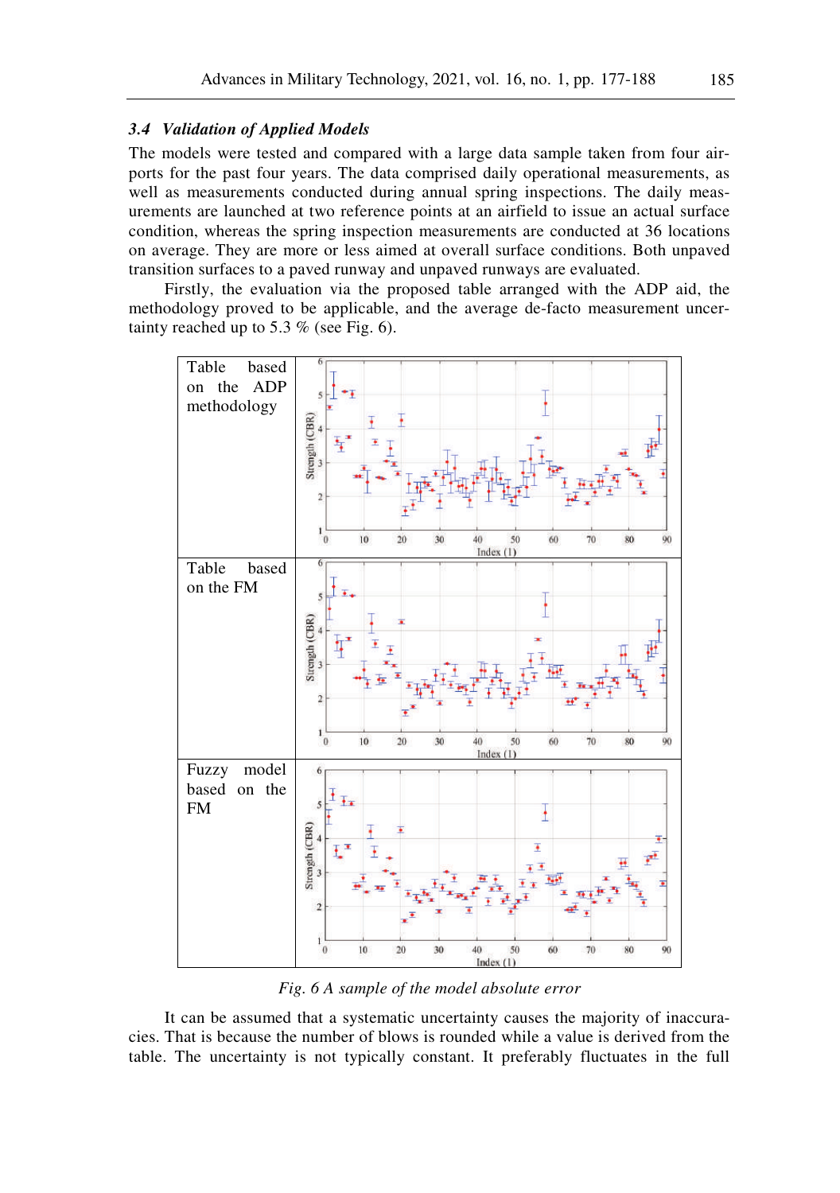### 3.4 Validation of Applied Models

The models were tested and compared with a large data sample taken from four airports for the past four years. The data comprised daily operational measurements, as well as measurements conducted during annual spring inspections. The daily measurements are launched at two reference points at an airfield to issue an actual surface condition, whereas the spring inspection measurements are conducted at 36 locations on average. They are more or less aimed at overall surface conditions. Both unpaved transition surfaces to a paved runway and unpaved runways are evaluated.

Firstly, the evaluation via the proposed table arranged with the ADP aid, the methodology proved to be applicable, and the average de-facto measurement uncertainty reached up to 5.3 % (see Fig. 6).

Table based on the ADP methodology

Strength (CBR)

1
2
3
4
5
6

0 10 20 30 40 50 60 70 80 90

Index (1)

Table based on the FM

Strength (CBR)

1
2
3
4
5
6

0 10 20 30 40 50 60 70 80 90

Index (1)

Fuzzy model based on the FM

Strength (CBR)

1
2
3
4
5
6

0 10 20 30 40 50 60 70 80 90

Index (1)

*Fig. 6 A sample of the model absolute error*

It can be assumed that a systematic uncertainty causes the majority of inaccuracies. That is because the number of blows is rounded while a value is derived from the table. The uncertainty is not typically constant. It preferably fluctuates in the full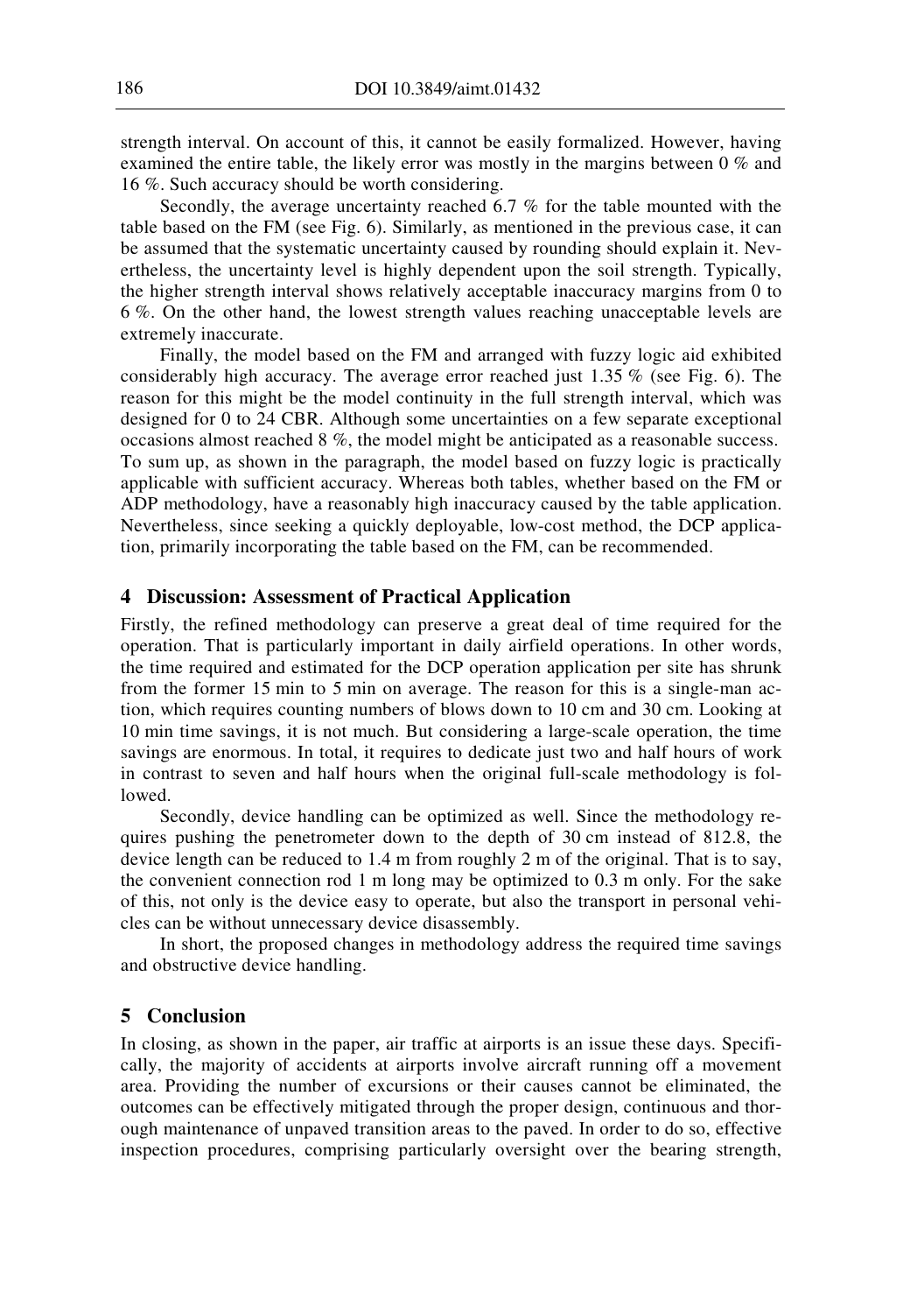strength interval. On account of this, it cannot be easily formalized. However, having examined the entire table, the likely error was mostly in the margins between 0 % and 16 %. Such accuracy should be worth considering.

Secondly, the average uncertainty reached 6.7 % for the table mounted with the table based on the FM (see Fig. 6). Similarly, as mentioned in the previous case, it can be assumed that the systematic uncertainty caused by rounding should explain it. Nevertheless, the uncertainty level is highly dependent upon the soil strength. Typically, the higher strength interval shows relatively acceptable inaccuracy margins from 0 to 6 %. On the other hand, the lowest strength values reaching unacceptable levels are extremely inaccurate.

Finally, the model based on the FM and arranged with fuzzy logic aid exhibited considerably high accuracy. The average error reached just 1.35 % (see Fig. 6). The reason for this might be the model continuity in the full strength interval, which was designed for 0 to 24 CBR. Although some uncertainties on a few separate exceptional occasions almost reached 8 %, the model might be anticipated as a reasonable success. To sum up, as shown in the paragraph, the model based on fuzzy logic is practically applicable with sufficient accuracy. Whereas both tables, whether based on the FM or ADP methodology, have a reasonably high inaccuracy caused by the table application. Nevertheless, since seeking a quickly deployable, low-cost method, the DCP application, primarily incorporating the table based on the FM, can be recommended.

## 4 Discussion: Assessment of Practical Application

Firstly, the refined methodology can preserve a great deal of time required for the operation. That is particularly important in daily airfield operations. In other words, the time required and estimated for the DCP operation application per site has shrunk from the former 15 min to 5 min on average. The reason for this is a single-man action, which requires counting numbers of blows down to 10 cm and 30 cm. Looking at 10 min time savings, it is not much. But considering a large-scale operation, the time savings are enormous. In total, it requires to dedicate just two and half hours of work in contrast to seven and half hours when the original full-scale methodology is followed.

Secondly, device handling can be optimized as well. Since the methodology requires pushing the penetrometer down to the depth of 30 cm instead of 812.8, the device length can be reduced to 1.4 m from roughly 2 m of the original. That is to say, the convenient connection rod 1 m long may be optimized to 0.3 m only. For the sake of this, not only is the device easy to operate, but also the transport in personal vehicles can be without unnecessary device disassembly.

In short, the proposed changes in methodology address the required time savings and obstructive device handling.

## 5 Conclusion

In closing, as shown in the paper, air traffic at airports is an issue these days. Specifically, the majority of accidents at airports involve aircraft running off a movement area. Providing the number of excursions or their causes cannot be eliminated, the outcomes can be effectively mitigated through the proper design, continuous and thorough maintenance of unpaved transition areas to the paved. In order to do so, effective inspection procedures, comprising particularly oversight over the bearing strength,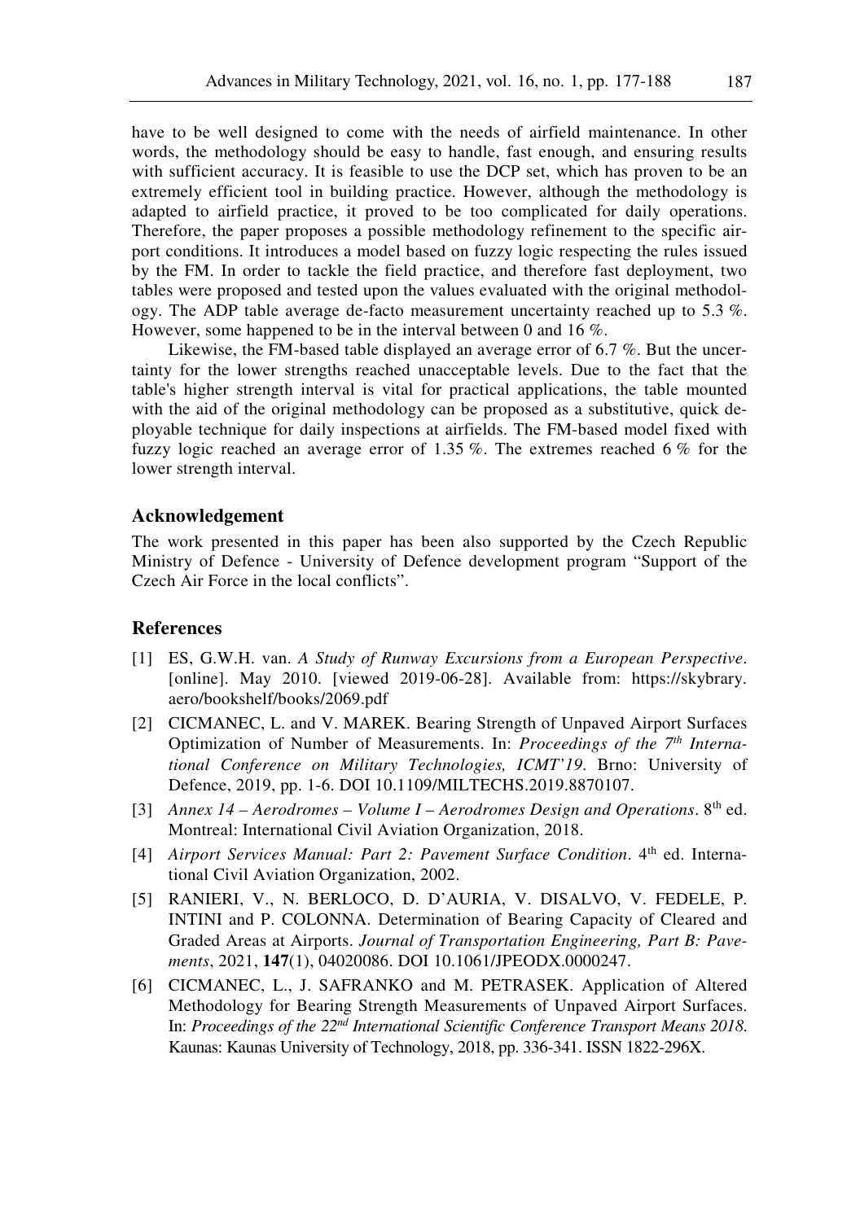have to be well designed to come with the needs of airfield maintenance. In other words, the methodology should be easy to handle, fast enough, and ensuring results with sufficient accuracy. It is feasible to use the DCP set, which has proven to be an extremely efficient tool in building practice. However, although the methodology is adapted to airfield practice, it proved to be too complicated for daily operations. Therefore, the paper proposes a possible methodology refinement to the specific airport conditions. It introduces a model based on fuzzy logic respecting the rules issued by the FM. In order to tackle the field practice, and therefore fast deployment, two tables were proposed and tested upon the values evaluated with the original methodology. The ADP table average de-facto measurement uncertainty reached up to 5.3 %. However, some happened to be in the interval between 0 and 16 %.

Likewise, the FM-based table displayed an average error of 6.7 %. But the uncertainty for the lower strengths reached unacceptable levels. Due to the fact that the table's higher strength interval is vital for practical applications, the table mounted with the aid of the original methodology can be proposed as a substitutive, quick deployable technique for daily inspections at airfields. The FM-based model fixed with fuzzy logic reached an average error of 1.35 %. The extremes reached 6 % for the lower strength interval.

## Acknowledgement

The work presented in this paper has been also supported by the Czech Republic Ministry of Defence - University of Defence development program "Support of the Czech Air Force in the local conflicts".

## References

[1] ES, G.W.H. van. *A Study of Runway Excursions from a European Perspective*. [online]. May 2010. [viewed 2019-06-28]. Available from: https://skybrary.aero/bookshelf/books/2069.pdf

[2] CICMANEC, L. and V. MAREK. Bearing Strength of Unpaved Airport Surfaces Optimization of Number of Measurements. In: *Proceedings of the 7th International Conference on Military Technologies, ICMT'19*. Brno: University of Defence, 2019, pp. 1-6. DOI 10.1109/MILTECHS.2019.8870107.

[3] *Annex 14 – Aerodromes – Volume I – Aerodromes Design and Operations*. 8th ed. Montreal: International Civil Aviation Organization, 2018.

[4] *Airport Services Manual: Part 2: Pavement Surface Condition*. 4th ed. International Civil Aviation Organization, 2002.

[5] RANIERI, V., N. BERLOCO, D. D'AURIA, V. DISALVO, V. FEDELE, P. INTINI and P. COLONNA. Determination of Bearing Capacity of Cleared and Graded Areas at Airports. *Journal of Transportation Engineering, Part B: Pavements*, 2021, **147**(1), 04020086. DOI 10.1061/JPEODX.0000247.

[6] CICMANEC, L., J. SAFRANKO and M. PETRASEK. Application of Altered Methodology for Bearing Strength Measurements of Unpaved Airport Surfaces. In: *Proceedings of the 22nd International Scientific Conference Transport Means 2018*. Kaunas: Kaunas University of Technology, 2018, pp. 336-341. ISSN 1822-296X.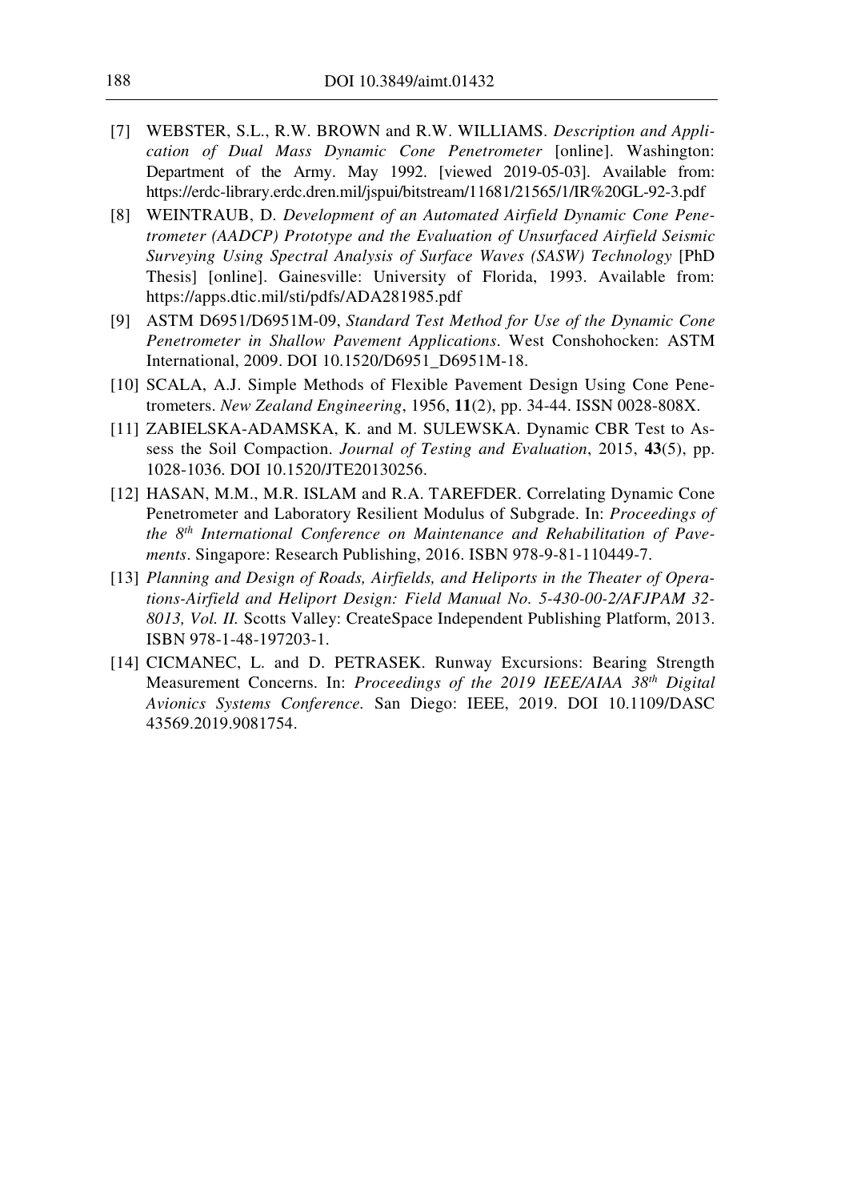[7] WEBSTER, S.L., R.W. BROWN and R.W. WILLIAMS. *Description and Application of Dual Mass Dynamic Cone Penetrometer* [online]. Washington: Department of the Army. May 1992. [viewed 2019-05-03]. Available from: https://erdc-library.erdc.dren.mil/jspui/bitstream/11681/21565/1/IR%20GL-92-3.pdf

[8] WEINTRAUB, D. *Development of an Automated Airfield Dynamic Cone Penetrometer (AADCP) Prototype and the Evaluation of Unsurfaced Airfield Seismic Surveying Using Spectral Analysis of Surface Waves (SASW) Technology* [PhD Thesis] [online]. Gainesville: University of Florida, 1993. Available from: https://apps.dtic.mil/sti/pdfs/ADA281985.pdf

[9] ASTM D6951/D6951M-09, *Standard Test Method for Use of the Dynamic Cone Penetrometer in Shallow Pavement Applications*. West Conshohocken: ASTM International, 2009. DOI 10.1520/D6951_D6951M-18.

[10] SCALA, A.J. Simple Methods of Flexible Pavement Design Using Cone Penetrometers. *New Zealand Engineering*, 1956, **11**(2), pp. 34-44. ISSN 0028-808X.

[11] ZABIELSKA-ADAMSKA, K. and M. SULEWSKA. Dynamic CBR Test to Assess the Soil Compaction. *Journal of Testing and Evaluation*, 2015, **43**(5), pp. 1028-1036. DOI 10.1520/JTE20130256.

[12] HASAN, M.M., M.R. ISLAM and R.A. TAREFDER. Correlating Dynamic Cone Penetrometer and Laboratory Resilient Modulus of Subgrade. In: *Proceedings of the 8th International Conference on Maintenance and Rehabilitation of Pavements*. Singapore: Research Publishing, 2016. ISBN 978-9-81-110449-7.

[13] *Planning and Design of Roads, Airfields, and Heliports in the Theater of Operations-Airfield and Heliport Design: Field Manual No. 5-430-00-2/AFJPAM 32-8013, Vol. II.* Scotts Valley: CreateSpace Independent Publishing Platform, 2013. ISBN 978-1-48-197203-1.

[14] CICMANEC, L. and D. PETRASEK. Runway Excursions: Bearing Strength Measurement Concerns. In: *Proceedings of the 2019 IEEE/AIAA 38th Digital Avionics Systems Conference*. San Diego: IEEE, 2019. DOI 10.1109/DASC 43569.2019.9081754.